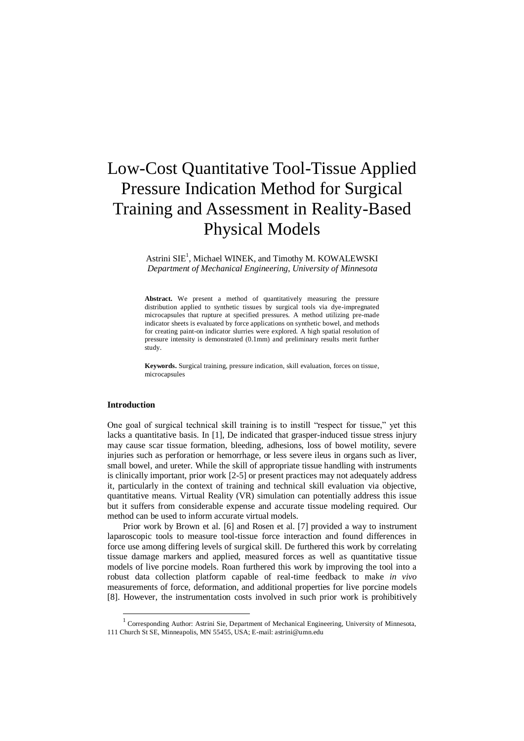# Low-Cost Quantitative Tool-Tissue Applied Pressure Indication Method for Surgical Training and Assessment in Reality-Based Physical Models

Astrini SIE[1], Michael WINEK, and Timothy M. KOWALEWSKI
*Department of Mechanical Engineering, University of Minnesota*

**Abstract.** We present a method of quantitatively measuring the pressure distribution applied to synthetic tissues by surgical tools via dye-impregnated microcapsules that rupture at specified pressures. A method utilizing pre-made indicator sheets is evaluated by force applications on synthetic bowel, and methods for creating paint-on indicator slurries were explored. A high spatial resolution of pressure intensity is demonstrated (0.1mm) and preliminary results merit further study.

**Keywords.** Surgical training, pressure indication, skill evaluation, forces on tissue, microcapsules

### Introduction

One goal of surgical technical skill training is to instill "respect for tissue," yet this lacks a quantitative basis. In [1], De indicated that grasper-induced tissue stress injury may cause scar tissue formation, bleeding, adhesions, loss of bowel motility, severe injuries such as perforation or hemorrhage, or less severe ileus in organs such as liver, small bowel, and ureter. While the skill of appropriate tissue handling with instruments is clinically important, prior work [2-5] or present practices may not adequately address it, particularly in the context of training and technical skill evaluation via objective, quantitative means. Virtual Reality (VR) simulation can potentially address this issue but it suffers from considerable expense and accurate tissue modeling required. Our method can be used to inform accurate virtual models.

Prior work by Brown et al. [6] and Rosen et al. [7] provided a way to instrument laparoscopic tools to measure tool-tissue force interaction and found differences in force use among differing levels of surgical skill. De furthered this work by correlating tissue damage markers and applied, measured forces as well as quantitative tissue models of live porcine models. Roan furthered this work by improving the tool into a robust data collection platform capable of real-time feedback to make *in vivo* measurements of force, deformation, and additional properties for live porcine models [8]. However, the instrumentation costs involved in such prior work is prohibitively

[1] Corresponding Author: Astrini Sie, Department of Mechanical Engineering, University of Minnesota, 111 Church St SE, Minneapolis, MN 55455, USA; E-mail: astrini@umn.edu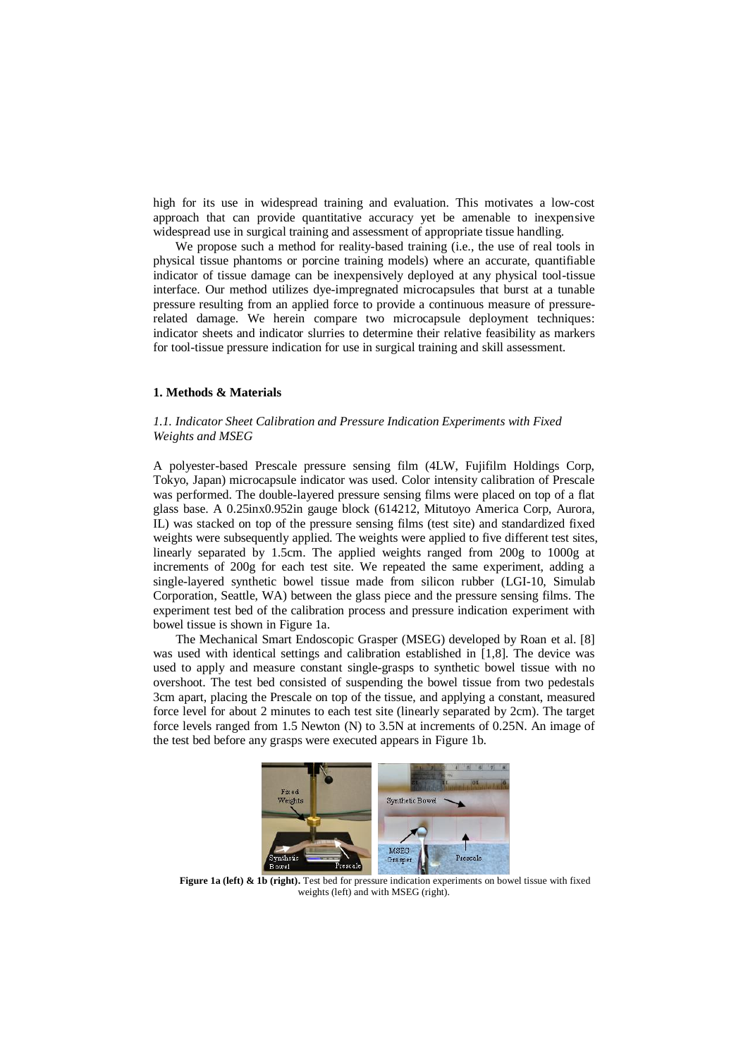high for its use in widespread training and evaluation. This motivates a low-cost approach that can provide quantitative accuracy yet be amenable to inexpensive widespread use in surgical training and assessment of appropriate tissue handling.

We propose such a method for reality-based training (i.e., the use of real tools in physical tissue phantoms or porcine training models) where an accurate, quantifiable indicator of tissue damage can be inexpensively deployed at any physical tool-tissue interface. Our method utilizes dye-impregnated microcapsules that burst at a tunable pressure resulting from an applied force to provide a continuous measure of pressure-related damage. We herein compare two microcapsule deployment techniques: indicator sheets and indicator slurries to determine their relative feasibility as markers for tool-tissue pressure indication for use in surgical training and skill assessment.

## 1. Methods & Materials

### *1.1. Indicator Sheet Calibration and Pressure Indication Experiments with Fixed Weights and MSEG*

A polyester-based Prescale pressure sensing film (4LW, Fujifilm Holdings Corp, Tokyo, Japan) microcapsule indicator was used. Color intensity calibration of Prescale was performed. The double-layered pressure sensing films were placed on top of a flat glass base. A 0.25inx0.952in gauge block (614212, Mitutoyo America Corp, Aurora, IL) was stacked on top of the pressure sensing films (test site) and standardized fixed weights were subsequently applied. The weights were applied to five different test sites, linearly separated by 1.5cm. The applied weights ranged from 200g to 1000g at increments of 200g for each test site. We repeated the same experiment, adding a single-layered synthetic bowel tissue made from silicon rubber (LGI-10, Simulab Corporation, Seattle, WA) between the glass piece and the pressure sensing films. The experiment test bed of the calibration process and pressure indication experiment with bowel tissue is shown in Figure 1a.

The Mechanical Smart Endoscopic Grasper (MSEG) developed by Roan et al. [8] was used with identical settings and calibration established in [1,8]. The device was used to apply and measure constant single-grasps to synthetic bowel tissue with no overshoot. The test bed consisted of suspending the bowel tissue from two pedestals 3cm apart, placing the Prescale on top of the tissue, and applying a constant, measured force level for about 2 minutes to each test site (linearly separated by 2cm). The target force levels ranged from 1.5 Newton (N) to 3.5N at increments of 0.25N. An image of the test bed before any grasps were executed appears in Figure 1b.

**Figure 1a (left) & 1b (right).** Test bed for pressure indication experiments on bowel tissue with fixed weights (left) and with MSEG (right).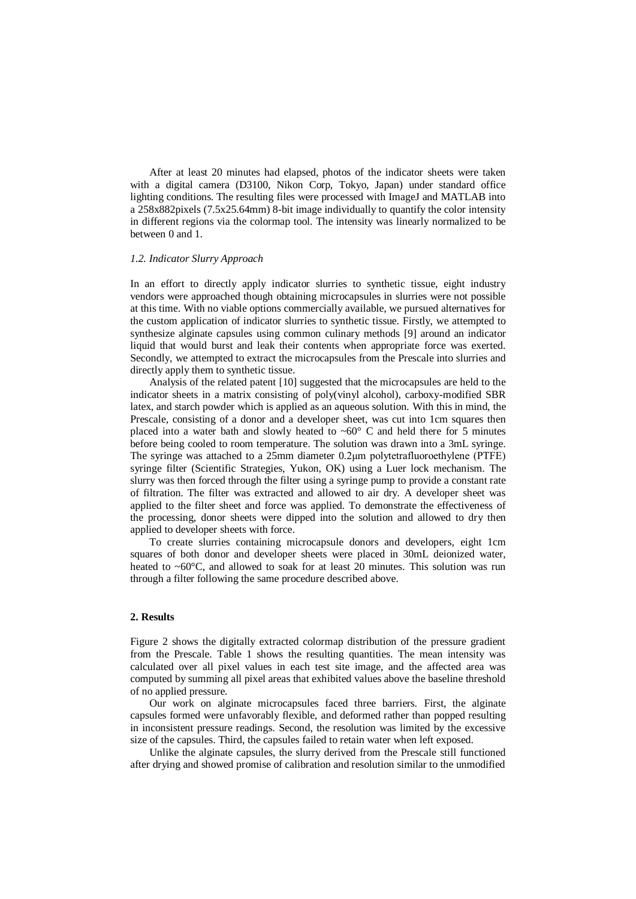After at least 20 minutes had elapsed, photos of the indicator sheets were taken with a digital camera (D3100, Nikon Corp, Tokyo, Japan) under standard office lighting conditions. The resulting files were processed with ImageJ and MATLAB into a 258x882pixels (7.5x25.64mm) 8-bit image individually to quantify the color intensity in different regions via the colormap tool. The intensity was linearly normalized to be between 0 and 1.

### *1.2. Indicator Slurry Approach*

In an effort to directly apply indicator slurries to synthetic tissue, eight industry vendors were approached though obtaining microcapsules in slurries were not possible at this time. With no viable options commercially available, we pursued alternatives for the custom application of indicator slurries to synthetic tissue. Firstly, we attempted to synthesize alginate capsules using common culinary methods [9] around an indicator liquid that would burst and leak their contents when appropriate force was exerted. Secondly, we attempted to extract the microcapsules from the Prescale into slurries and directly apply them to synthetic tissue.

Analysis of the related patent [10] suggested that the microcapsules are held to the indicator sheets in a matrix consisting of poly(vinyl alcohol), carboxy-modified SBR latex, and starch powder which is applied as an aqueous solution. With this in mind, the Prescale, consisting of a donor and a developer sheet, was cut into 1cm squares then placed into a water bath and slowly heated to ~60° C and held there for 5 minutes before being cooled to room temperature. The solution was drawn into a 3mL syringe. The syringe was attached to a 25mm diameter 0.2μm polytetrafluoroethylene (PTFE) syringe filter (Scientific Strategies, Yukon, OK) using a Luer lock mechanism. The slurry was then forced through the filter using a syringe pump to provide a constant rate of filtration. The filter was extracted and allowed to air dry. A developer sheet was applied to the filter sheet and force was applied. To demonstrate the effectiveness of the processing, donor sheets were dipped into the solution and allowed to dry then applied to developer sheets with force.

To create slurries containing microcapsule donors and developers, eight 1cm squares of both donor and developer sheets were placed in 30mL deionized water, heated to ~60°C, and allowed to soak for at least 20 minutes. This solution was run through a filter following the same procedure described above.

## 2. Results

Figure 2 shows the digitally extracted colormap distribution of the pressure gradient from the Prescale. Table 1 shows the resulting quantities. The mean intensity was calculated over all pixel values in each test site image, and the affected area was computed by summing all pixel areas that exhibited values above the baseline threshold of no applied pressure.

Our work on alginate microcapsules faced three barriers. First, the alginate capsules formed were unfavorably flexible, and deformed rather than popped resulting in inconsistent pressure readings. Second, the resolution was limited by the excessive size of the capsules. Third, the capsules failed to retain water when left exposed.

Unlike the alginate capsules, the slurry derived from the Prescale still functioned after drying and showed promise of calibration and resolution similar to the unmodified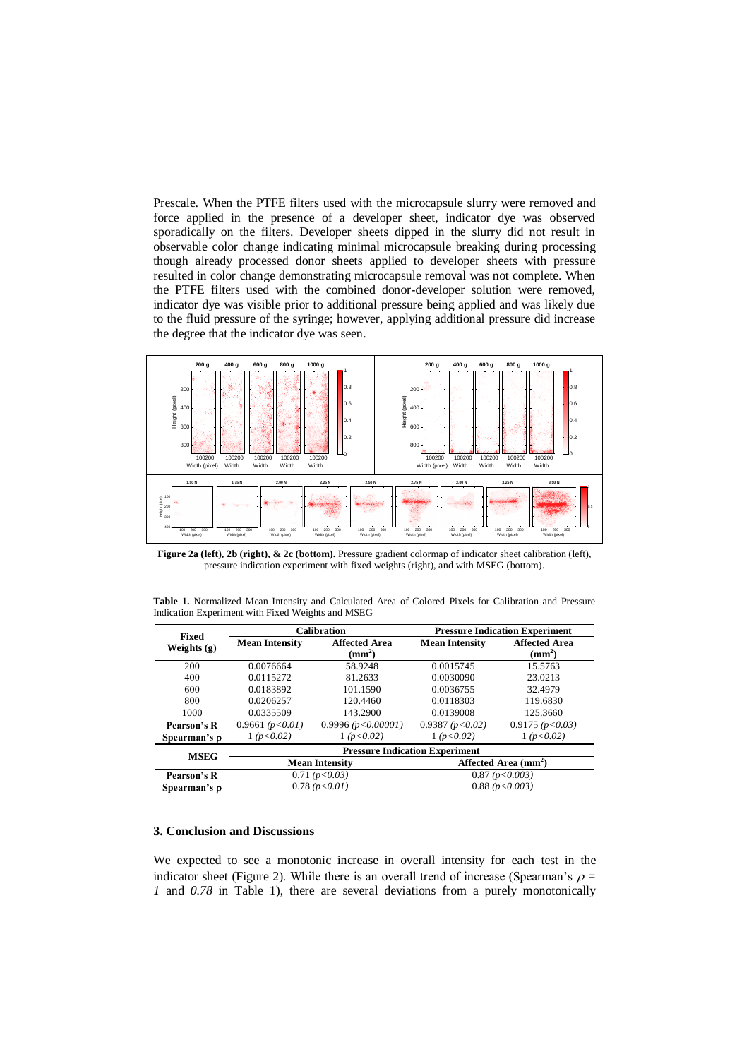Prescale. When the PTFE filters used with the microcapsule slurry were removed and force applied in the presence of a developer sheet, indicator dye was observed sporadically on the filters. Developer sheets dipped in the slurry did not result in observable color change indicating minimal microcapsule breaking during processing though already processed donor sheets applied to developer sheets with pressure resulted in color change demonstrating microcapsule removal was not complete. When the PTFE filters used with the combined donor-developer solution were removed, indicator dye was visible prior to additional pressure being applied and was likely due to the fluid pressure of the syringe; however, applying additional pressure did increase the degree that the indicator dye was seen.

**Figure 2a (left), 2b (right), & 2c (bottom).** Pressure gradient colormap of indicator sheet calibration (left), pressure indication experiment with fixed weights (right), and with MSEG (bottom).

**Table 1.** Normalized Mean Intensity and Calculated Area of Colored Pixels for Calibration and Pressure Indication Experiment with Fixed Weights and MSEG

| Fixed Weights (g) | Calibration | | Pressure Indication Experiment | |
|---|---|---|---|---|
| | Mean Intensity | Affected Area ($mm^2$) | Mean Intensity | Affected Area ($mm^2$) |
| 200 | 0.0076664 | 58.9248 | 0.0015745 | 15.5763 |
| 400 | 0.0115272 | 81.2633 | 0.0030090 | 23.0213 |
| 600 | 0.0183892 | 101.1590 | 0.0036755 | 32.4979 |
| 800 | 0.0206257 | 120.4460 | 0.0118303 | 119.6830 |
| 1000 | 0.0335509 | 143.2900 | 0.0139008 | 125.3660 |
| **Pearson's R** | 0.9661 *($p<0.01$)* | 0.9996 *($p<0.00001$)* | 0.9387 *($p<0.02$)* | 0.9175 *($p<0.03$)* |
| **Spearman's ρ** | 1 *($p<0.02$)* | 1 *($p<0.02$)* | 1 *($p<0.02$)* | 1 *($p<0.02$)* |
| **MSEG** | **Pressure Indication Experiment** | | | |
| | **Mean Intensity** | | **Affected Area ($mm^2$)** | |
| **Pearson's R** | 0.71 *($p<0.03$)* | | 0.87 *($p<0.003$)* | |
| **Spearman's ρ** | 0.78 *($p<0.01$)* | | 0.88 *($p<0.003$)* | |

### 3. Conclusion and Discussions

We expected to see a monotonic increase in overall intensity for each test in the indicator sheet (Figure 2). While there is an overall trend of increase (Spearman's $\rho = 1$ and $0.78$ in Table 1), there are several deviations from a purely monotonically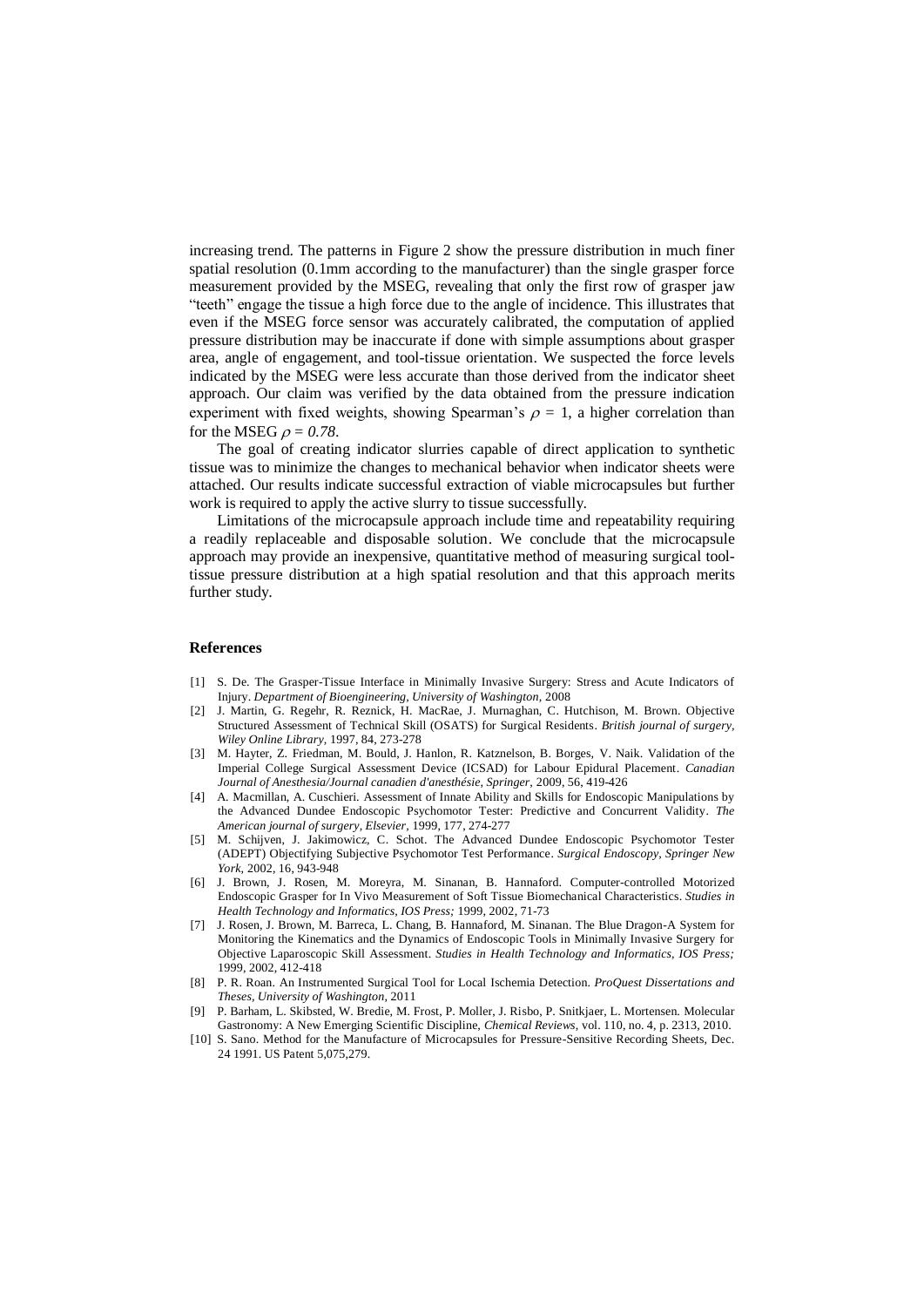increasing trend. The patterns in Figure 2 show the pressure distribution in much finer spatial resolution (0.1mm according to the manufacturer) than the single grasper force measurement provided by the MSEG, revealing that only the first row of grasper jaw "teeth" engage the tissue a high force due to the angle of incidence. This illustrates that even if the MSEG force sensor was accurately calibrated, the computation of applied pressure distribution may be inaccurate if done with simple assumptions about grasper area, angle of engagement, and tool-tissue orientation. We suspected the force levels indicated by the MSEG were less accurate than those derived from the indicator sheet approach. Our claim was verified by the data obtained from the pressure indication experiment with fixed weights, showing Spearman's $\rho = 1$, a higher correlation than for the MSEG $\rho = 0.78$.

The goal of creating indicator slurries capable of direct application to synthetic tissue was to minimize the changes to mechanical behavior when indicator sheets were attached. Our results indicate successful extraction of viable microcapsules but further work is required to apply the active slurry to tissue successfully.

Limitations of the microcapsule approach include time and repeatability requiring a readily replaceable and disposable solution. We conclude that the microcapsule approach may provide an inexpensive, quantitative method of measuring surgical tool-tissue pressure distribution at a high spatial resolution and that this approach merits further study.

## References

[1] S. De. The Grasper-Tissue Interface in Minimally Invasive Surgery: Stress and Acute Indicators of Injury. *Department of Bioengineering, University of Washington,* 2008

[2] J. Martin, G. Regehr, R. Reznick, H. MacRae, J. Murnaghan, C. Hutchison, M. Brown. Objective Structured Assessment of Technical Skill (OSATS) for Surgical Residents. *British journal of surgery, Wiley Online Library,* 1997, 84, 273-278

[3] M. Hayter, Z. Friedman, M. Bould, J. Hanlon, R. Katznelson, B. Borges, V. Naik. Validation of the Imperial College Surgical Assessment Device (ICSAD) for Labour Epidural Placement. *Canadian Journal of Anesthesia/Journal canadien d'anesthésie, Springer,* 2009, 56, 419-426

[4] A. Macmillan, A. Cuschieri. Assessment of Innate Ability and Skills for Endoscopic Manipulations by the Advanced Dundee Endoscopic Psychomotor Tester: Predictive and Concurrent Validity. *The American journal of surgery, Elsevier,* 1999, 177, 274-277

[5] M. Schijven, J. Jakimowicz, C. Schot. The Advanced Dundee Endoscopic Psychomotor Tester (ADEPT) Objectifying Subjective Psychomotor Test Performance. *Surgical Endoscopy, Springer New York,* 2002, 16, 943-948

[6] J. Brown, J. Rosen, M. Moreyra, M. Sinanan, B. Hannaford. Computer-controlled Motorized Endoscopic Grasper for In Vivo Measurement of Soft Tissue Biomechanical Characteristics. *Studies in Health Technology and Informatics, IOS Press;* 1999, 2002, 71-73

[7] J. Rosen, J. Brown, M. Barreca, L. Chang, B. Hannaford, M. Sinanan. The Blue Dragon-A System for Monitoring the Kinematics and the Dynamics of Endoscopic Tools in Minimally Invasive Surgery for Objective Laparoscopic Skill Assessment. *Studies in Health Technology and Informatics, IOS Press;* 1999, 2002, 412-418

[8] P. R. Roan. An Instrumented Surgical Tool for Local Ischemia Detection. *ProQuest Dissertations and Theses, University of Washington,* 2011

[9] P. Barham, L. Skibsted, W. Bredie, M. Frost, P. Moller, J. Risbo, P. Snitkjaer, L. Mortensen. Molecular Gastronomy: A New Emerging Scientific Discipline, *Chemical Reviews,* vol. 110, no. 4, p. 2313, 2010.

[10] S. Sano. Method for the Manufacture of Microcapsules for Pressure-Sensitive Recording Sheets, Dec. 24 1991. US Patent 5,075,279.